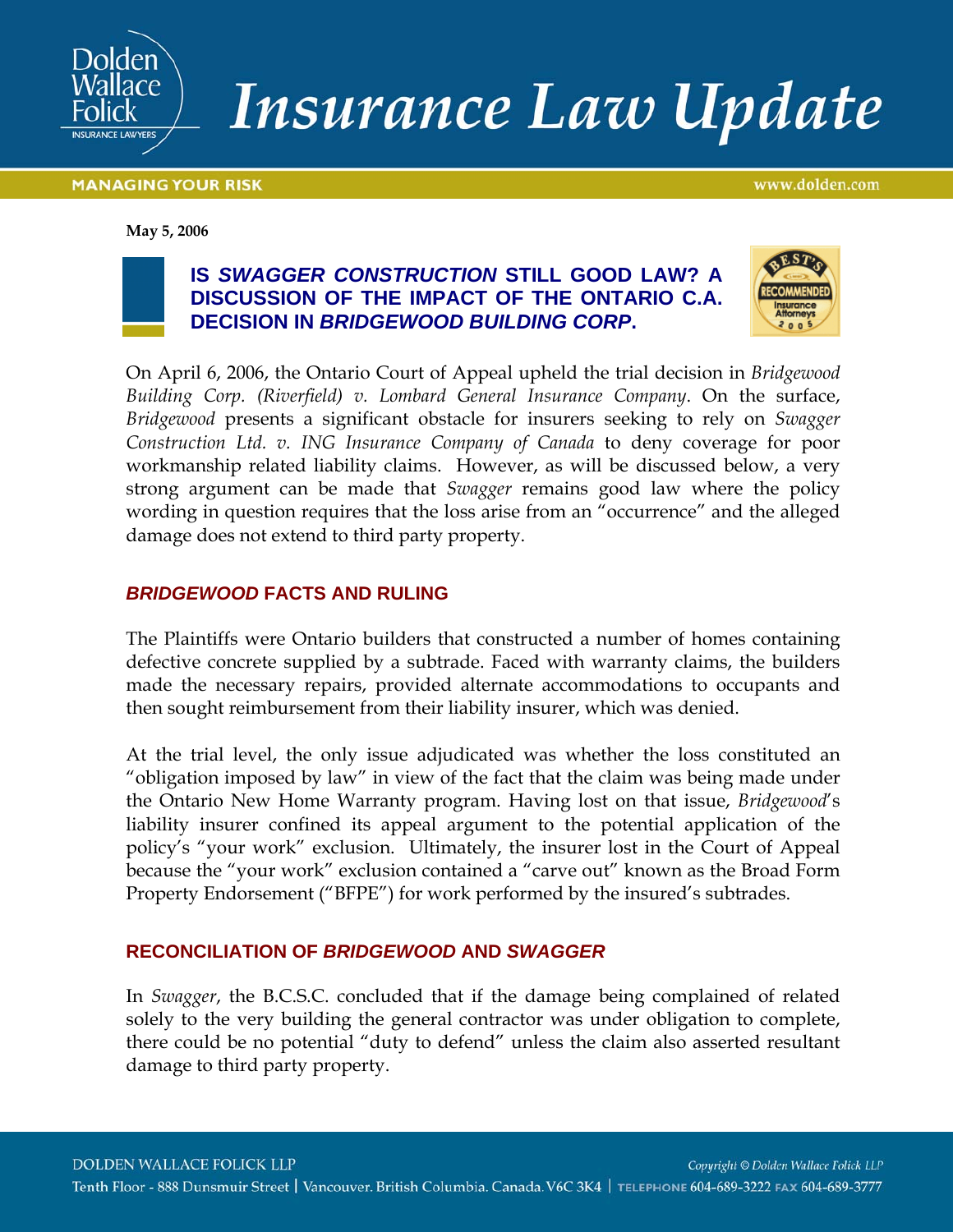May 5, 2006

## IS *SWAGGER CONSTRUCTION* STILL GOOD LAW? A DISCUSSION OF THE IMPACT OF THE ONTARIO C.A. DECISION IN *BRIDGEWOOD BUILDING CORP*.

On April 6, 2006, the Ontario Court of Appeal upheld the trial decision in *Bridgewood Building Corp. (Riverfield) v. Lombard General Insurance Company*. On the surface, *Bridgewood* presents a significant obstacle for insurers seeking to rely on *Swagger Construction Ltd. v. ING Insurance Company of Canada* to deny coverage for poor workmanship related liability claims. However, as will be discussed below, a very strong argument can be made that *Swagger* remains good law where the policy wording in question requires that the loss arise from an "occurrence" and the alleged damage does not extend to third party property.

### *BRIDGEWOOD* FACTS AND RULING

The Plaintiffs were Ontario builders that constructed a number of homes containing defective concrete supplied by a subtrade. Faced with warranty claims, the builders made the necessary repairs, provided alternate accommodations to occupants and then sought reimbursement from their liability insurer, which was denied.

At the trial level, the only issue adjudicated was whether the loss constituted an "obligation imposed by law" in view of the fact that the claim was being made under the Ontario New Home Warranty program. Having lost on that issue, *Bridgewood*'s liability insurer confined its appeal argument to the potential application of the policy's "your work" exclusion. Ultimately, the insurer lost in the Court of Appeal because the "your work" exclusion contained a "carve out" known as the Broad Form Property Endorsement ("BFPE") for work performed by the insured's subtrades.

### RECONCILIATION OF *BRIDGEWOOD* AND *SWAGGER*

In *Swagger*, the B.C.S.C. concluded that if the damage being complained of related solely to the very building the general contractor was under obligation to complete, there could be no potential "duty to defend" unless the claim also asserted resultant damage to third party property.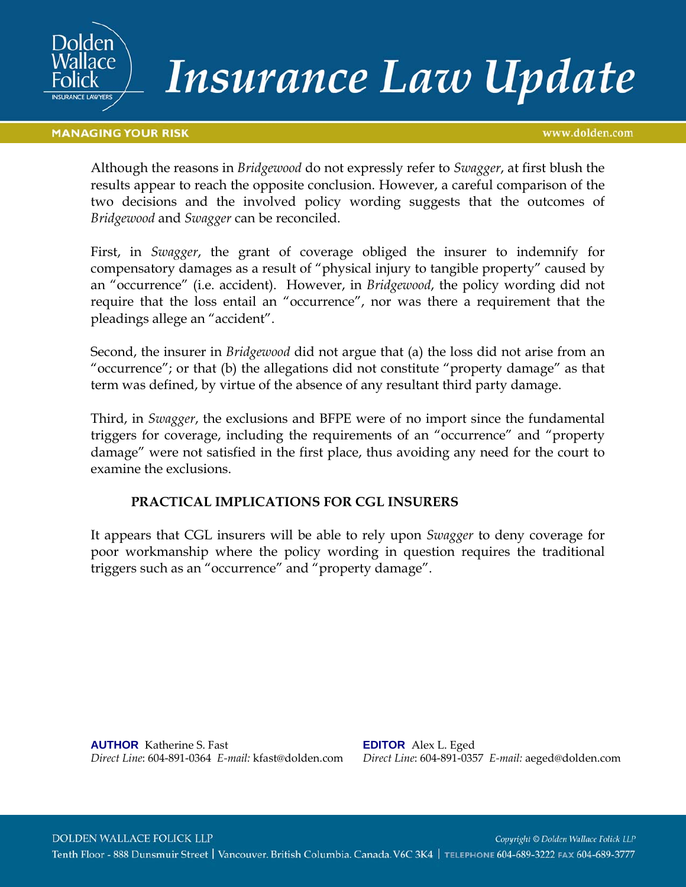Although the reasons in *Bridgewood* do not expressly refer to *Swagger*, at first blush the results appear to reach the opposite conclusion. However, a careful comparison of the two decisions and the involved policy wording suggests that the outcomes of *Bridgewood* and *Swagger* can be reconciled.

First, in *Swagger*, the grant of coverage obliged the insurer to indemnify for compensatory damages as a result of "physical injury to tangible property" caused by an "occurrence" (i.e. accident). However, in *Bridgewood*, the policy wording did not require that the loss entail an "occurrence", nor was there a requirement that the pleadings allege an "accident".

Second, the insurer in *Bridgewood* did not argue that (a) the loss did not arise from an "occurrence"; or that (b) the allegations did not constitute "property damage" as that term was defined, by virtue of the absence of any resultant third party damage.

Third, in *Swagger*, the exclusions and BFPE were of no import since the fundamental triggers for coverage, including the requirements of an "occurrence" and "property damage" were not satisfied in the first place, thus avoiding any need for the court to examine the exclusions.

## PRACTICAL IMPLICATIONS FOR CGL INSURERS

It appears that CGL insurers will be able to rely upon *Swagger* to deny coverage for poor workmanship where the policy wording in question requires the traditional triggers such as an "occurrence" and "property damage".

**AUTHOR** Katherine S. Fast
*Direct Line*: 604-891-0364 *E-mail:* kfast@dolden.com

**EDITOR** Alex L. Eged
*Direct Line*: 604-891-0357 *E-mail:* aeged@dolden.com